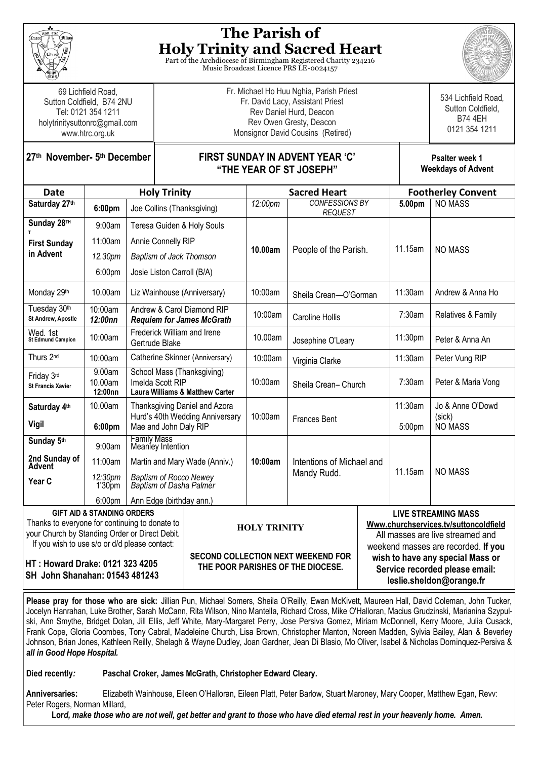# The Parish of Holy Trinity and Sacred Heart

Part of the Archdiocese of Birmingham Registered Charity 234216
Music Broadcast Licence PRS LE-0024157

69 Lichfield Road,
Sutton Coldfield, B74 2NU
Tel: 0121 354 1211
holytrinitysuttonrc@gmail.com
www.htrc.org.uk

Fr. Michael Ho Huu Nghia, Parish Priest
Fr. David Lacy, Assistant Priest
Rev Daniel Hurd, Deacon
Rev Owen Gresty, Deacon
Monsignor David Cousins (Retired)

534 Lichfield Road,
Sutton Coldfield,
B74 4EH
0121 354 1211

**27th November- 5th December**

**FIRST SUNDAY IN ADVENT YEAR 'C'**
**"THE YEAR OF ST JOSEPH"**

**Psalter week 1**
**Weekdays of Advent**

| Date | Holy Trinity | | Sacred Heart | | Footherley Convent | |
|---|---|---|---|---|---|---|
| **Saturday 27th** | **6:00pm** | Joe Collins (Thanksgiving) | *12:00pm* | *CONFESSIONS BY REQUEST* | **5.00pm** | NO MASS |
| **Sunday 28th** **First Sunday in Advent** | 9:00am<br>11:00am<br>*12.30pm*<br>6:00pm | Teresa Guiden & Holy Souls<br>Annie Connelly RIP<br>*Baptism of Jack Thomson*<br>Josie Liston Carroll (B/A) | **10.00am** | People of the Parish. | 11.15am | NO MASS |
| Monday 29th | 10.00am | Liz Wainhouse (Anniversary) | 10:00am | Sheila Crean—O'Gorman | 11:30am | Andrew & Anna Ho |
| Tuesday 30th **St Andrew, Apostle** | 10:00am<br>***12:00nn*** | Andrew & Carol Diamond RIP<br>***Requiem for James McGrath*** | 10:00am | Caroline Hollis | 7:30am | Relatives & Family |
| Wed. 1st **St Edmund Campion** | 10:00am | Frederick William and Irene Gertrude Blake | 10.00am | Josephine O'Leary | 11:30pm | Peter & Anna An |
| Thurs 2nd | 10:00am | Catherine Skinner (Anniversary) | 10:00am | Virginia Clarke | 11:30am | Peter Vung RIP |
| Friday 3rd **St Francis Xavier** | 9.00am<br>10.00am<br>**12:00nn** | School Mass (Thanksgiving)<br>Imelda Scott RIP<br>**Laura Williams & Matthew Carter** | 10:00am | Sheila Crean– Church | 7:30am | Peter & Maria Vong |
| **Saturday 4th** **Vigil** | 10.00am<br>**6:00pm** | Thanksgiving Daniel and Azora Hurd's 40th Wedding Anniversary<br>Mae and John Daly RIP | 10:00am | Frances Bent | 11:30am<br>5:00pm | Jo & Anne O'Dowd (sick)<br>NO MASS |
| **Sunday 5th** **2nd Sunday of Advent** **Year C** | 9:00am<br>11:00am<br>*12:30pm*<br>1'30pm<br>6:00pm | Family Mass Meanley Intention<br>Martin and Mary Wade (Anniv.)<br>*Baptism of Rocco Newey*<br>*Baptism of Dasha Palmer*<br>Ann Edge (birthday ann.) | **10:00am** | Intentions of Michael and Mandy Rudd. | 11.15am | NO MASS |

**GIFT AID & STANDING ORDERS**
Thanks to everyone for continuing to donate to your Church by Standing Order or Direct Debit. If you wish to use s/o or d/d please contact:

**HT : Howard Drake: 0121 323 4205**
**SH John Shanahan: 01543 481243**

**HOLY TRINITY**

**SECOND COLLECTION NEXT WEEKEND FOR THE POOR PARISHES OF THE DIOCESE.**

**LIVE STREAMING MASS**
**Www.churchservices.tv/suttoncoldfield**
All masses are live streamed and weekend masses are recorded. **If you wish to have any special Mass or Service recorded please email: leslie.sheldon@orange.fr**

**Please pray for those who are sick:** Jillian Pun, Michael Somers, Sheila O'Reilly, Ewan McKivett, Maureen Hall, David Coleman, John Tucker, Jocelyn Hanrahan, Luke Brother, Sarah McCann, Rita Wilson, Nino Mantella, Richard Cross, Mike O'Halloran, Macius Grudzinski, Marianina Szypulski, Ann Smythe, Bridget Dolan, Jill Ellis, Jeff White, Mary-Margaret Perry, Jose Persiva Gomez, Miriam McDonnell, Kerry Moore, Julia Cusack, Frank Cope, Gloria Coombes, Tony Cabral, Madeleine Church, Lisa Brown, Christopher Manton, Noreen Madden, Sylvia Bailey, Alan & Beverley Johnson, Brian Jones, Kathleen Reilly, Shelagh & Wayne Dudley, Joan Gardner, Jean Di Blasio, Mo Oliver, Isabel & Nicholas Dominquez-Persiva & ***all in Good Hope Hospital.***

**Died recently*:*** **Paschal Croker, James McGrath, Christopher Edward Cleary.**

**Anniversaries:** Elizabeth Wainhouse, Eileen O'Halloran, Eileen Platt, Peter Barlow, Stuart Maroney, Mary Cooper, Matthew Egan, Revv: Peter Rogers, Norman Millard,

**Lord*, make those who are not well, get better and grant to those who have died eternal rest in your heavenly home. Amen.***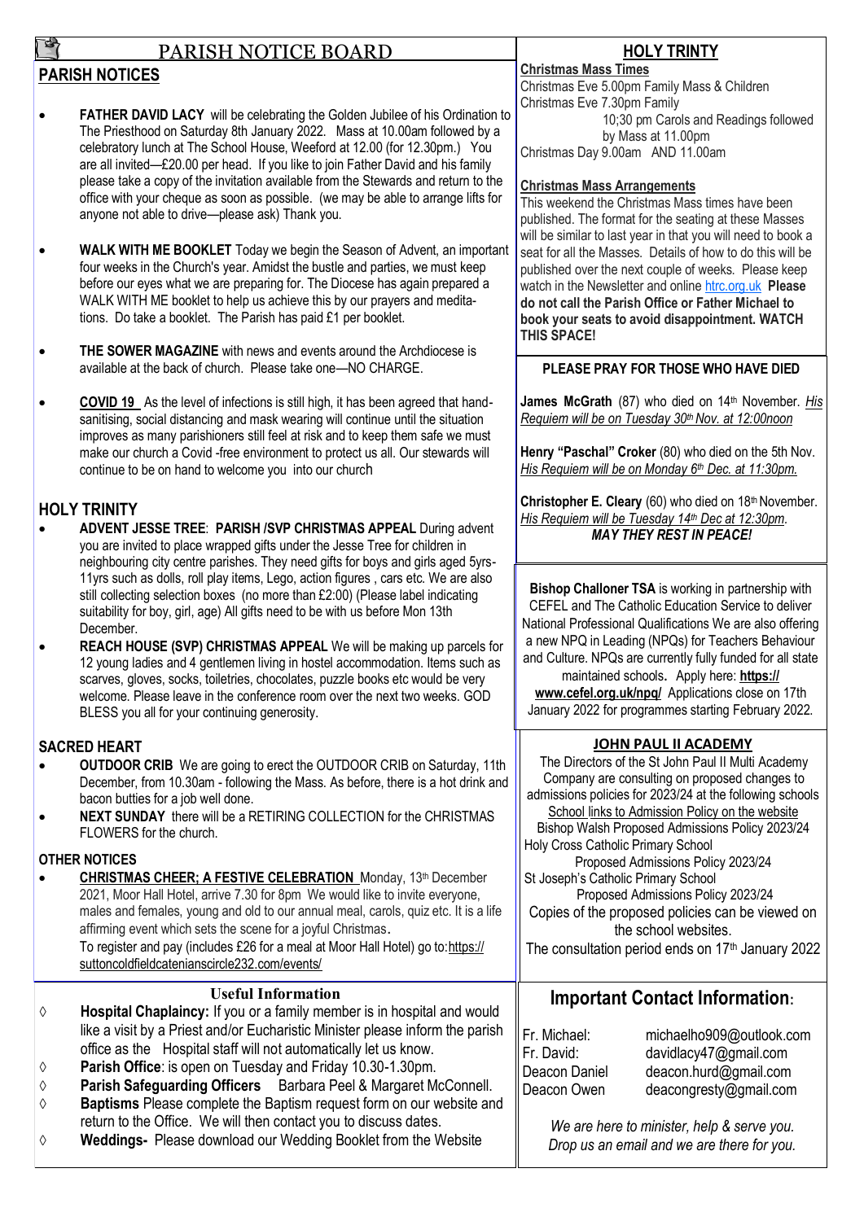# PARISH NOTICE BOARD

## PARISH NOTICES

- **FATHER DAVID LACY** will be celebrating the Golden Jubilee of his Ordination to The Priesthood on Saturday 8th January 2022. Mass at 10.00am followed by a celebratory lunch at The School House, Weeford at 12.00 (for 12.30pm.) You are all invited—£20.00 per head. If you like to join Father David and his family please take a copy of the invitation available from the Stewards and return to the office with your cheque as soon as possible. (we may be able to arrange lifts for anyone not able to drive—please ask) Thank you.

- **WALK WITH ME BOOKLET** Today we begin the Season of Advent, an important four weeks in the Church's year. Amidst the bustle and parties, we must keep before our eyes what we are preparing for. The Diocese has again prepared a WALK WITH ME booklet to help us achieve this by our prayers and meditations. Do take a booklet. The Parish has paid £1 per booklet.

- **THE SOWER MAGAZINE** with news and events around the Archdiocese is available at the back of church. Please take one—NO CHARGE.

- **COVID 19** As the level of infections is still high, it has been agreed that hand-sanitising, social distancing and mask wearing will continue until the situation improves as many parishioners still feel at risk and to keep them safe we must make our church a Covid -free environment to protect us all. Our stewards will continue to be on hand to welcome you into our church

## HOLY TRINITY

- **ADVENT JESSE TREE**: **PARISH /SVP CHRISTMAS APPEAL** During advent you are invited to place wrapped gifts under the Jesse Tree for children in neighbouring city centre parishes. They need gifts for boys and girls aged 5yrs-11yrs such as dolls, roll play items, Lego, action figures , cars etc. We are also still collecting selection boxes (no more than £2:00) (Please label indicating suitability for boy, girl, age) All gifts need to be with us before Mon 13th December.
- **REACH HOUSE (SVP) CHRISTMAS APPEAL** We will be making up parcels for 12 young ladies and 4 gentlemen living in hostel accommodation. Items such as scarves, gloves, socks, toiletries, chocolates, puzzle books etc would be very welcome. Please leave in the conference room over the next two weeks. GOD BLESS you all for your continuing generosity.

## SACRED HEART

- **OUTDOOR CRIB** We are going to erect the OUTDOOR CRIB on Saturday, 11th December, from 10.30am - following the Mass. As before, there is a hot drink and bacon butties for a job well done.
- **NEXT SUNDAY** there will be a RETIRING COLLECTION for the CHRISTMAS FLOWERS for the church.

### OTHER NOTICES

- **CHRISTMAS CHEER; A FESTIVE CELEBRATION** Monday, 13th December 2021, Moor Hall Hotel, arrive 7.30 for 8pm We would like to invite everyone, males and females, young and old to our annual meal, carols, quiz etc. It is a life affirming event which sets the scene for a joyful Christmas.
  To register and pay (includes £26 for a meal at Moor Hall Hotel) go to: https://suttoncoldfieldcatenianscircle232.com/events/

### Useful Information

- **Hospital Chaplaincy:** If you or a family member is in hospital and would like a visit by a Priest and/or Eucharistic Minister please inform the parish office as the Hospital staff will not automatically let us know.
- **Parish Office**: is open on Tuesday and Friday 10.30-1.30pm.
- **Parish Safeguarding Officers** Barbara Peel & Margaret McConnell.
- **Baptisms** Please complete the Baptism request form on our website and return to the Office. We will then contact you to discuss dates.
- **Weddings-** Please download our Wedding Booklet from the Website

## HOLY TRINITY

**Christmas Mass Times**

Christmas Eve 5.00pm Family Mass & Children
Christmas Eve 7.30pm Family
10;30 pm Carols and Readings followed by Mass at 11.00pm
Christmas Day 9.00am AND 11.00am

**Christmas Mass Arrangements**

This weekend the Christmas Mass times have been published. The format for the seating at these Masses will be similar to last year in that you will need to book a seat for all the Masses. Details of how to do this will be published over the next couple of weeks. Please keep watch in the Newsletter and online htrc.org.uk **Please do not call the Parish Office or Father Michael to book your seats to avoid disappointment. WATCH THIS SPACE!**

**PLEASE PRAY FOR THOSE WHO HAVE DIED**

**James McGrath** (87) who died on 14th November. *His Requiem will be on Tuesday 30th Nov. at 12:00noon*

**Henry "Paschal" Croker** (80) who died on the 5th Nov. *His Requiem will be on Monday 6th Dec. at 11:30pm.*

**Christopher E. Cleary** (60) who died on 18th November. *His Requiem will be Tuesday 14th Dec at 12:30pm.*

***MAY THEY REST IN PEACE!***

**Bishop Challoner TSA** is working in partnership with CEFEL and The Catholic Education Service to deliver National Professional Qualifications We are also offering a new NPQ in Leading (NPQs) for Teachers Behaviour and Culture. NPQs are currently fully funded for all state maintained schools. Apply here: **https://www.cefel.org.uk/npq/** Applications close on 17th January 2022 for programmes starting February 2022.

**JOHN PAUL II ACADEMY**

The Directors of the St John Paul II Multi Academy Company are consulting on proposed changes to admissions policies for 2023/24 at the following schools

School links to Admission Policy on the website

Bishop Walsh Proposed Admissions Policy 2023/24

Holy Cross Catholic Primary School
Proposed Admissions Policy 2023/24

St Joseph's Catholic Primary School
Proposed Admissions Policy 2023/24

Copies of the proposed policies can be viewed on the school websites.

The consultation period ends on 17th January 2022

## Important Contact Information:

| | |
|---|---|
| Fr. Michael: | michaelho909@outlook.com |
| Fr. David: | davidlacy47@gmail.com |
| Deacon Daniel | deacon.hurd@gmail.com |
| Deacon Owen | deacongresty@gmail.com |

*We are here to minister, help & serve you. Drop us an email and we are there for you.*